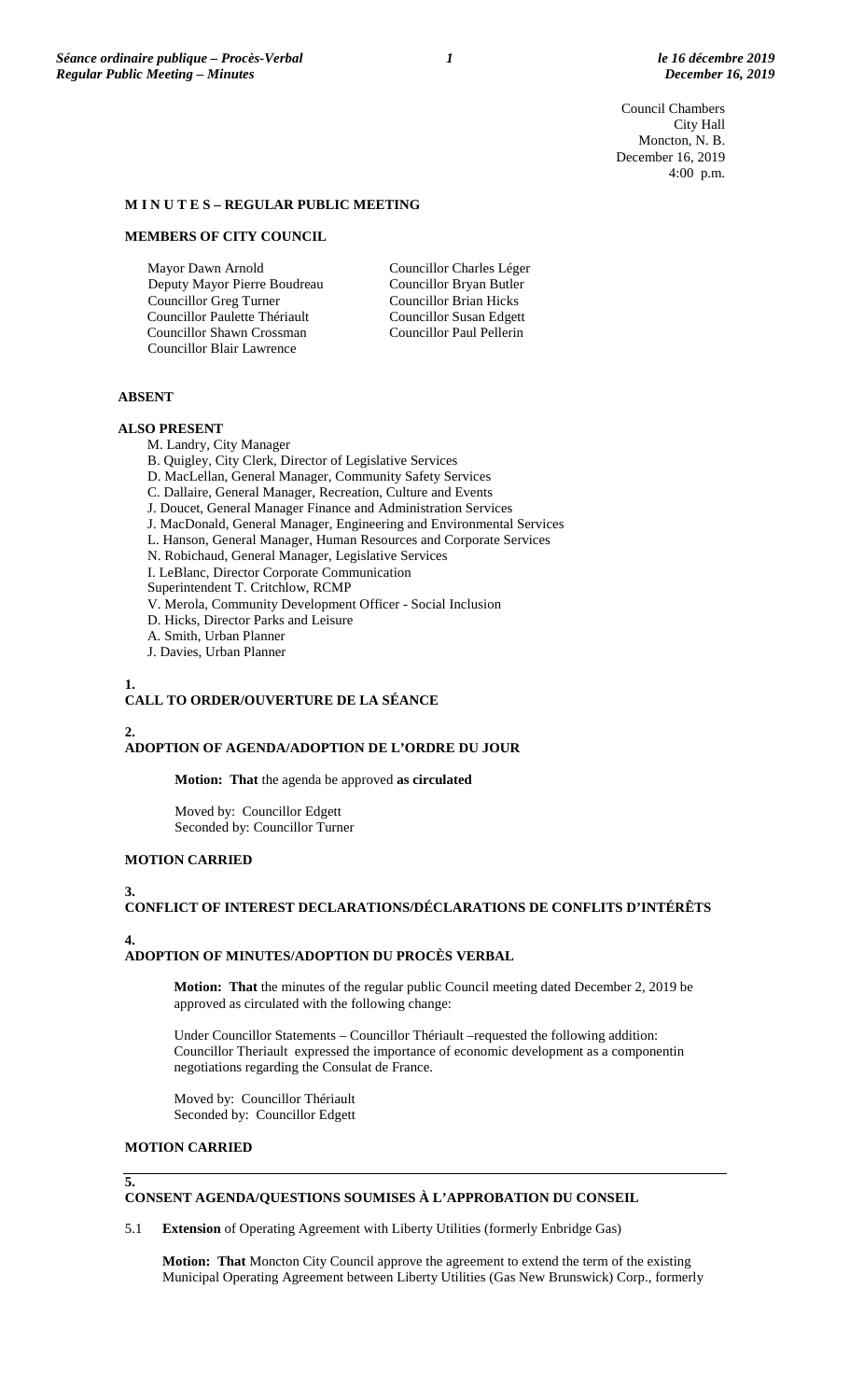Council Chambers
City Hall
Moncton, N. B.
December 16, 2019
4:00 p.m.

**M I N U T E S – REGULAR PUBLIC MEETING**

**MEMBERS OF CITY COUNCIL**

Mayor Dawn Arnold
Deputy Mayor Pierre Boudreau
Councillor Greg Turner
Councillor Paulette Thériault
Councillor Shawn Crossman
Councillor Blair Lawrence
Councillor Charles Léger
Councillor Bryan Butler
Councillor Brian Hicks
Councillor Susan Edgett
Councillor Paul Pellerin

**ABSENT**

**ALSO PRESENT**

M. Landry, City Manager
B. Quigley, City Clerk, Director of Legislative Services
D. MacLellan, General Manager, Community Safety Services
C. Dallaire, General Manager, Recreation, Culture and Events
J. Doucet, General Manager Finance and Administration Services
J. MacDonald, General Manager, Engineering and Environmental Services
L. Hanson, General Manager, Human Resources and Corporate Services
N. Robichaud, General Manager, Legislative Services
I. LeBlanc, Director Corporate Communication
Superintendent T. Critchlow, RCMP
V. Merola, Community Development Officer - Social Inclusion
D. Hicks, Director Parks and Leisure
A. Smith, Urban Planner
J. Davies, Urban Planner

**1.**
**CALL TO ORDER/OUVERTURE DE LA SÉANCE**

**2.**
**ADOPTION OF AGENDA/ADOPTION DE L'ORDRE DU JOUR**

**Motion: That** the agenda be approved **as circulated**

Moved by: Councillor Edgett
Seconded by: Councillor Turner

**MOTION CARRIED**

**3.**
**CONFLICT OF INTEREST DECLARATIONS/DÉCLARATIONS DE CONFLITS D'INTÉRÊTS**

**4.**
**ADOPTION OF MINUTES/ADOPTION DU PROCÈS VERBAL**

**Motion: That** the minutes of the regular public Council meeting dated December 2, 2019 be approved as circulated with the following change:

Under Councillor Statements – Councillor Thériault –requested the following addition: Councillor Theriault expressed the importance of economic development as a componentin negotiations regarding the Consulat de France.

Moved by: Councillor Thériault
Seconded by: Councillor Edgett

**MOTION CARRIED**

**5.**
**CONSENT AGENDA/QUESTIONS SOUMISES À L'APPROBATION DU CONSEIL**

5.1 **Extension** of Operating Agreement with Liberty Utilities (formerly Enbridge Gas)

**Motion: That** Moncton City Council approve the agreement to extend the term of the existing Municipal Operating Agreement between Liberty Utilities (Gas New Brunswick) Corp., formerly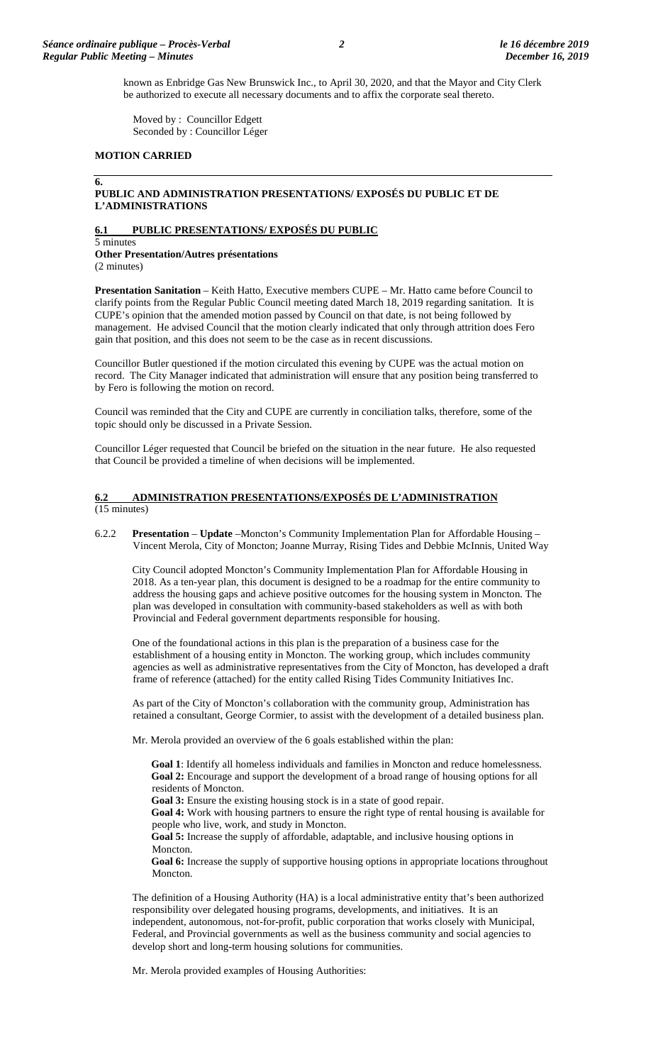known as Enbridge Gas New Brunswick Inc., to April 30, 2020, and that the Mayor and City Clerk be authorized to execute all necessary documents and to affix the corporate seal thereto.

Moved by : Councillor Edgett
Seconded by : Councillor Léger

**MOTION CARRIED**

## 6. PUBLIC AND ADMINISTRATION PRESENTATIONS/ EXPOSÉS DU PUBLIC ET DE L'ADMINISTRATIONS

### 6.1 PUBLIC PRESENTATIONS/ EXPOSÉS DU PUBLIC

5 minutes

**Other Presentation/Autres présentations**

(2 minutes)

**Presentation Sanitation** – Keith Hatto, Executive members CUPE – Mr. Hatto came before Council to clarify points from the Regular Public Council meeting dated March 18, 2019 regarding sanitation. It is CUPE's opinion that the amended motion passed by Council on that date, is not being followed by management. He advised Council that the motion clearly indicated that only through attrition does Fero gain that position, and this does not seem to be the case as in recent discussions.

Councillor Butler questioned if the motion circulated this evening by CUPE was the actual motion on record. The City Manager indicated that administration will ensure that any position being transferred to by Fero is following the motion on record.

Council was reminded that the City and CUPE are currently in conciliation talks, therefore, some of the topic should only be discussed in a Private Session.

Councillor Léger requested that Council be briefed on the situation in the near future. He also requested that Council be provided a timeline of when decisions will be implemented.

### 6.2 ADMINISTRATION PRESENTATIONS/EXPOSÉS DE L'ADMINISTRATION

(15 minutes)

6.2.2 **Presentation** – **Update** –Moncton's Community Implementation Plan for Affordable Housing – Vincent Merola, City of Moncton; Joanne Murray, Rising Tides and Debbie McInnis, United Way

City Council adopted Moncton's Community Implementation Plan for Affordable Housing in 2018. As a ten-year plan, this document is designed to be a roadmap for the entire community to address the housing gaps and achieve positive outcomes for the housing system in Moncton. The plan was developed in consultation with community-based stakeholders as well as with both Provincial and Federal government departments responsible for housing.

One of the foundational actions in this plan is the preparation of a business case for the establishment of a housing entity in Moncton. The working group, which includes community agencies as well as administrative representatives from the City of Moncton, has developed a draft frame of reference (attached) for the entity called Rising Tides Community Initiatives Inc.

As part of the City of Moncton's collaboration with the community group, Administration has retained a consultant, George Cormier, to assist with the development of a detailed business plan.

Mr. Merola provided an overview of the 6 goals established within the plan:

**Goal 1**: Identify all homeless individuals and families in Moncton and reduce homelessness.
**Goal 2:** Encourage and support the development of a broad range of housing options for all residents of Moncton.
**Goal 3:** Ensure the existing housing stock is in a state of good repair.
**Goal 4:** Work with housing partners to ensure the right type of rental housing is available for people who live, work, and study in Moncton.
**Goal 5:** Increase the supply of affordable, adaptable, and inclusive housing options in Moncton.
**Goal 6:** Increase the supply of supportive housing options in appropriate locations throughout Moncton.

The definition of a Housing Authority (HA) is a local administrative entity that's been authorized responsibility over delegated housing programs, developments, and initiatives. It is an independent, autonomous, not-for-profit, public corporation that works closely with Municipal, Federal, and Provincial governments as well as the business community and social agencies to develop short and long-term housing solutions for communities.

Mr. Merola provided examples of Housing Authorities: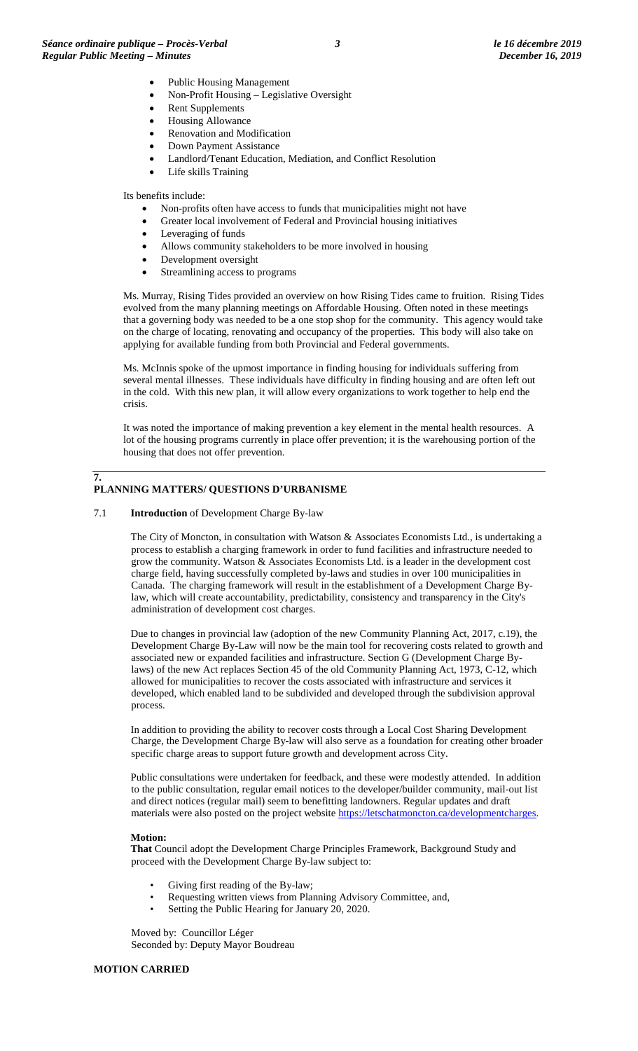- Public Housing Management
- Non-Profit Housing – Legislative Oversight
- Rent Supplements
- Housing Allowance
- Renovation and Modification
- Down Payment Assistance
- Landlord/Tenant Education, Mediation, and Conflict Resolution
- Life skills Training

Its benefits include:

- Non-profits often have access to funds that municipalities might not have
- Greater local involvement of Federal and Provincial housing initiatives
- Leveraging of funds
- Allows community stakeholders to be more involved in housing
- Development oversight
- Streamlining access to programs

Ms. Murray, Rising Tides provided an overview on how Rising Tides came to fruition. Rising Tides evolved from the many planning meetings on Affordable Housing. Often noted in these meetings that a governing body was needed to be a one stop shop for the community. This agency would take on the charge of locating, renovating and occupancy of the properties. This body will also take on applying for available funding from both Provincial and Federal governments.

Ms. McInnis spoke of the upmost importance in finding housing for individuals suffering from several mental illnesses. These individuals have difficulty in finding housing and are often left out in the cold. With this new plan, it will allow every organizations to work together to help end the crisis.

It was noted the importance of making prevention a key element in the mental health resources. A lot of the housing programs currently in place offer prevention; it is the warehousing portion of the housing that does not offer prevention.

## 7. PLANNING MATTERS/ QUESTIONS D'URBANISME

7.1 **Introduction** of Development Charge By-law

The City of Moncton, in consultation with Watson & Associates Economists Ltd., is undertaking a process to establish a charging framework in order to fund facilities and infrastructure needed to grow the community. Watson & Associates Economists Ltd. is a leader in the development cost charge field, having successfully completed by-laws and studies in over 100 municipalities in Canada. The charging framework will result in the establishment of a Development Charge By-law, which will create accountability, predictability, consistency and transparency in the City's administration of development cost charges.

Due to changes in provincial law (adoption of the new Community Planning Act, 2017, c.19), the Development Charge By-Law will now be the main tool for recovering costs related to growth and associated new or expanded facilities and infrastructure. Section G (Development Charge By-laws) of the new Act replaces Section 45 of the old Community Planning Act, 1973, C-12, which allowed for municipalities to recover the costs associated with infrastructure and services it developed, which enabled land to be subdivided and developed through the subdivision approval process.

In addition to providing the ability to recover costs through a Local Cost Sharing Development Charge, the Development Charge By-law will also serve as a foundation for creating other broader specific charge areas to support future growth and development across City.

Public consultations were undertaken for feedback, and these were modestly attended. In addition to the public consultation, regular email notices to the developer/builder community, mail-out list and direct notices (regular mail) seem to benefitting landowners. Regular updates and draft materials were also posted on the project website https://letschatmoncton.ca/developmentcharges.

**Motion:**
**That** Council adopt the Development Charge Principles Framework, Background Study and proceed with the Development Charge By-law subject to:

- Giving first reading of the By-law;
- Requesting written views from Planning Advisory Committee, and,
- Setting the Public Hearing for January 20, 2020.

Moved by: Councillor Léger
Seconded by: Deputy Mayor Boudreau

**MOTION CARRIED**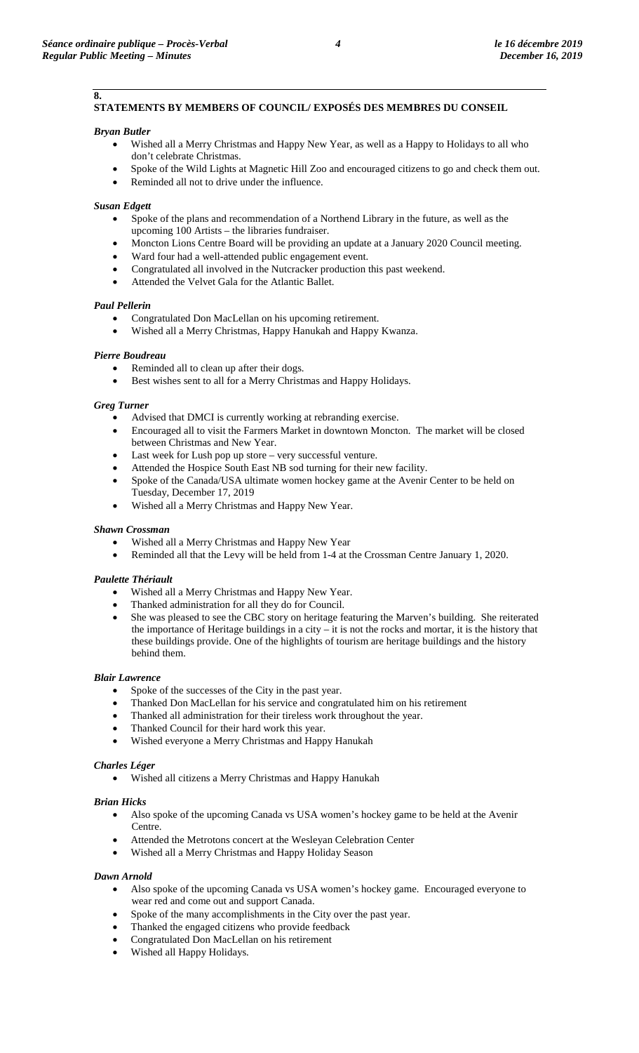## 8. STATEMENTS BY MEMBERS OF COUNCIL/ EXPOSÉS DES MEMBRES DU CONSEIL

***Bryan Butler***

- Wished all a Merry Christmas and Happy New Year, as well as a Happy to Holidays to all who don't celebrate Christmas.
- Spoke of the Wild Lights at Magnetic Hill Zoo and encouraged citizens to go and check them out.
- Reminded all not to drive under the influence.

***Susan Edgett***

- Spoke of the plans and recommendation of a Northend Library in the future, as well as the upcoming 100 Artists – the libraries fundraiser.
- Moncton Lions Centre Board will be providing an update at a January 2020 Council meeting.
- Ward four had a well-attended public engagement event.
- Congratulated all involved in the Nutcracker production this past weekend.
- Attended the Velvet Gala for the Atlantic Ballet.

***Paul Pellerin***

- Congratulated Don MacLellan on his upcoming retirement.
- Wished all a Merry Christmas, Happy Hanukah and Happy Kwanza.

***Pierre Boudreau***

- Reminded all to clean up after their dogs.
- Best wishes sent to all for a Merry Christmas and Happy Holidays.

***Greg Turner***

- Advised that DMCI is currently working at rebranding exercise.
- Encouraged all to visit the Farmers Market in downtown Moncton. The market will be closed between Christmas and New Year.
- Last week for Lush pop up store – very successful venture.
- Attended the Hospice South East NB sod turning for their new facility.
- Spoke of the Canada/USA ultimate women hockey game at the Avenir Center to be held on Tuesday, December 17, 2019
- Wished all a Merry Christmas and Happy New Year.

***Shawn Crossman***

- Wished all a Merry Christmas and Happy New Year
- Reminded all that the Levy will be held from 1-4 at the Crossman Centre January 1, 2020.

***Paulette Thériault***

- Wished all a Merry Christmas and Happy New Year.
- Thanked administration for all they do for Council.
- She was pleased to see the CBC story on heritage featuring the Marven's building. She reiterated the importance of Heritage buildings in a city – it is not the rocks and mortar, it is the history that these buildings provide. One of the highlights of tourism are heritage buildings and the history behind them.

***Blair Lawrence***

- Spoke of the successes of the City in the past year.
- Thanked Don MacLellan for his service and congratulated him on his retirement
- Thanked all administration for their tireless work throughout the year.
- Thanked Council for their hard work this year.
- Wished everyone a Merry Christmas and Happy Hanukah

***Charles Léger***

- Wished all citizens a Merry Christmas and Happy Hanukah

***Brian Hicks***

- Also spoke of the upcoming Canada vs USA women's hockey game to be held at the Avenir Centre.
- Attended the Metrotons concert at the Wesleyan Celebration Center
- Wished all a Merry Christmas and Happy Holiday Season

***Dawn Arnold***

- Also spoke of the upcoming Canada vs USA women's hockey game. Encouraged everyone to wear red and come out and support Canada.
- Spoke of the many accomplishments in the City over the past year.
- Thanked the engaged citizens who provide feedback
- Congratulated Don MacLellan on his retirement
- Wished all Happy Holidays.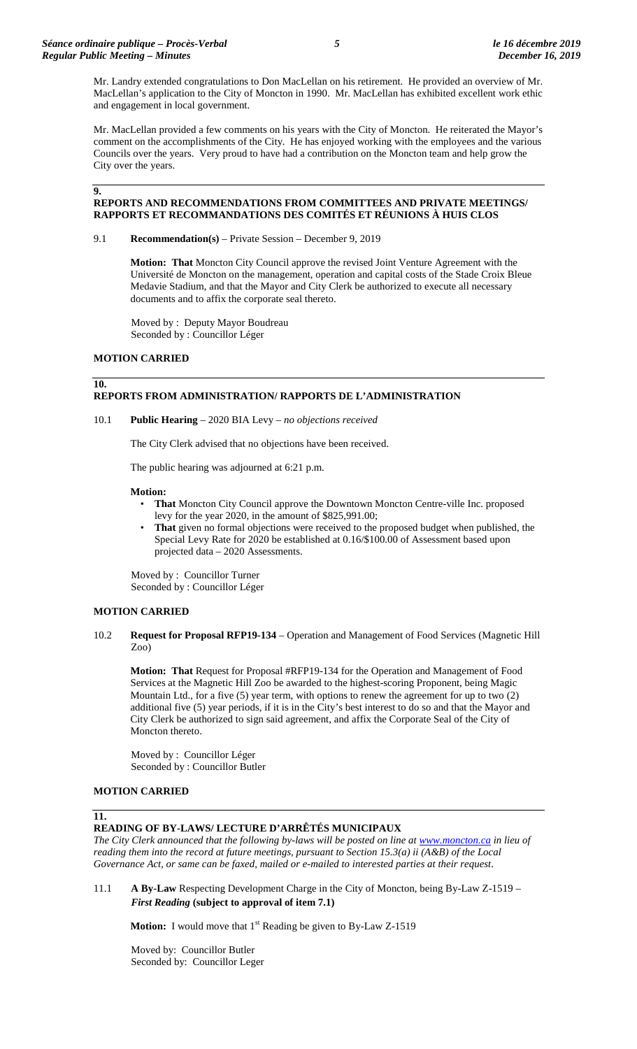Mr. Landry extended congratulations to Don MacLellan on his retirement. He provided an overview of Mr. MacLellan's application to the City of Moncton in 1990. Mr. MacLellan has exhibited excellent work ethic and engagement in local government.

Mr. MacLellan provided a few comments on his years with the City of Moncton. He reiterated the Mayor's comment on the accomplishments of the City. He has enjoyed working with the employees and the various Councils over the years. Very proud to have had a contribution on the Moncton team and help grow the City over the years.

## 9. REPORTS AND RECOMMENDATIONS FROM COMMITTEES AND PRIVATE MEETINGS/ RAPPORTS ET RECOMMANDATIONS DES COMITÉS ET RÉUNIONS À HUIS CLOS

9.1 **Recommendation(s)** – Private Session – December 9, 2019

**Motion: That** Moncton City Council approve the revised Joint Venture Agreement with the Université de Moncton on the management, operation and capital costs of the Stade Croix Bleue Medavie Stadium, and that the Mayor and City Clerk be authorized to execute all necessary documents and to affix the corporate seal thereto.

Moved by : Deputy Mayor Boudreau
Seconded by : Councillor Léger

**MOTION CARRIED**

## 10. REPORTS FROM ADMINISTRATION/ RAPPORTS DE L'ADMINISTRATION

10.1 **Public Hearing** – 2020 BIA Levy – *no objections received*

The City Clerk advised that no objections have been received.

The public hearing was adjourned at 6:21 p.m.

**Motion:**

- **That** Moncton City Council approve the Downtown Moncton Centre-ville Inc. proposed levy for the year 2020, in the amount of $825,991.00;
- **That** given no formal objections were received to the proposed budget when published, the Special Levy Rate for 2020 be established at 0.16/$100.00 of Assessment based upon projected data – 2020 Assessments.

Moved by : Councillor Turner
Seconded by : Councillor Léger

**MOTION CARRIED**

10.2 **Request for Proposal RFP19-134** – Operation and Management of Food Services (Magnetic Hill Zoo)

**Motion: That** Request for Proposal #RFP19-134 for the Operation and Management of Food Services at the Magnetic Hill Zoo be awarded to the highest-scoring Proponent, being Magic Mountain Ltd., for a five (5) year term, with options to renew the agreement for up to two (2) additional five (5) year periods, if it is in the City's best interest to do so and that the Mayor and City Clerk be authorized to sign said agreement, and affix the Corporate Seal of the City of Moncton thereto.

Moved by : Councillor Léger
Seconded by : Councillor Butler

**MOTION CARRIED**

## 11. READING OF BY-LAWS/ LECTURE D'ARRÊTÉS MUNICIPAUX

*The City Clerk announced that the following by-laws will be posted on line at www.moncton.ca in lieu of reading them into the record at future meetings, pursuant to Section 15.3(a) ii (A&B) of the Local Governance Act, or same can be faxed, mailed or e-mailed to interested parties at their request.*

11.1 **A By-Law** Respecting Development Charge in the City of Moncton, being By-Law Z-1519 – ***First Reading*** **(subject to approval of item 7.1)**

**Motion:** I would move that 1st Reading be given to By-Law Z-1519

Moved by: Councillor Butler
Seconded by: Councillor Leger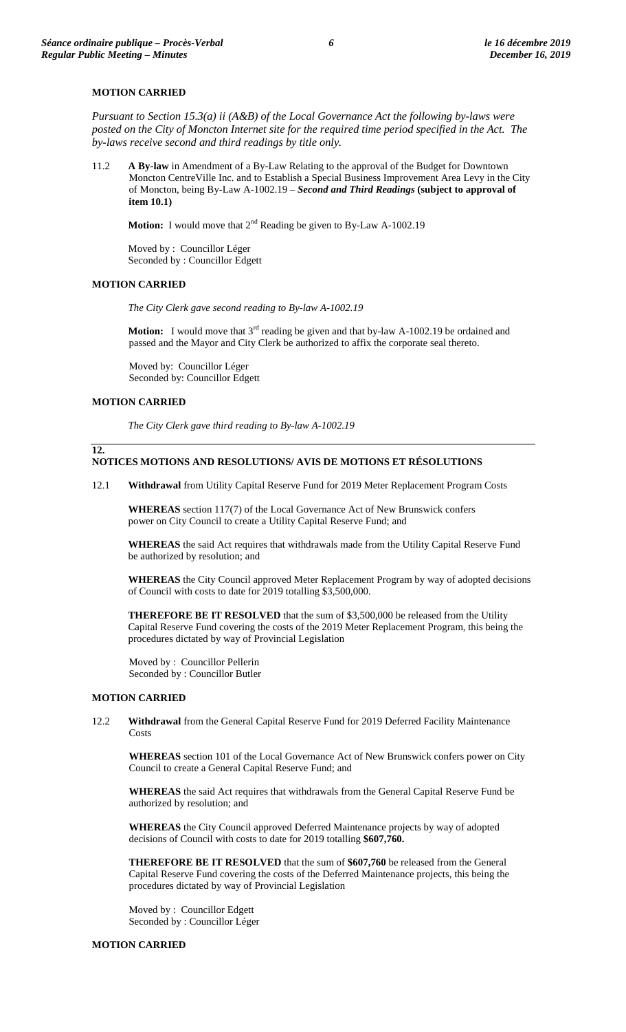**MOTION CARRIED**

*Pursuant to Section 15.3(a) ii (A&B) of the Local Governance Act the following by-laws were posted on the City of Moncton Internet site for the required time period specified in the Act. The by-laws receive second and third readings by title only.*

11.2 **A By-law** in Amendment of a By-Law Relating to the approval of the Budget for Downtown Moncton CentreVille Inc. and to Establish a Special Business Improvement Area Levy in the City of Moncton, being By-Law A-1002.19 – ***Second and Third Readings*** **(subject to approval of item 10.1)**

**Motion:** I would move that 2nd Reading be given to By-Law A-1002.19

Moved by : Councillor Léger
Seconded by : Councillor Edgett

**MOTION CARRIED**

*The City Clerk gave second reading to By-law A-1002.19*

**Motion:** I would move that 3rd reading be given and that by-law A-1002.19 be ordained and passed and the Mayor and City Clerk be authorized to affix the corporate seal thereto.

Moved by: Councillor Léger
Seconded by: Councillor Edgett

**MOTION CARRIED**

*The City Clerk gave third reading to By-law A-1002.19*

## 12. NOTICES MOTIONS AND RESOLUTIONS/ AVIS DE MOTIONS ET RÉSOLUTIONS

12.1 **Withdrawal** from Utility Capital Reserve Fund for 2019 Meter Replacement Program Costs

**WHEREAS** section 117(7) of the Local Governance Act of New Brunswick confers power on City Council to create a Utility Capital Reserve Fund; and

**WHEREAS** the said Act requires that withdrawals made from the Utility Capital Reserve Fund be authorized by resolution; and

**WHEREAS** the City Council approved Meter Replacement Program by way of adopted decisions of Council with costs to date for 2019 totalling $3,500,000.

**THEREFORE BE IT RESOLVED** that the sum of $3,500,000 be released from the Utility Capital Reserve Fund covering the costs of the 2019 Meter Replacement Program, this being the procedures dictated by way of Provincial Legislation

Moved by : Councillor Pellerin
Seconded by : Councillor Butler

**MOTION CARRIED**

12.2 **Withdrawal** from the General Capital Reserve Fund for 2019 Deferred Facility Maintenance Costs

**WHEREAS** section 101 of the Local Governance Act of New Brunswick confers power on City Council to create a General Capital Reserve Fund; and

**WHEREAS** the said Act requires that withdrawals from the General Capital Reserve Fund be authorized by resolution; and

**WHEREAS** the City Council approved Deferred Maintenance projects by way of adopted decisions of Council with costs to date for 2019 totalling **$607,760.**

**THEREFORE BE IT RESOLVED** that the sum of **$607,760** be released from the General Capital Reserve Fund covering the costs of the Deferred Maintenance projects, this being the procedures dictated by way of Provincial Legislation

Moved by : Councillor Edgett
Seconded by : Councillor Léger

**MOTION CARRIED**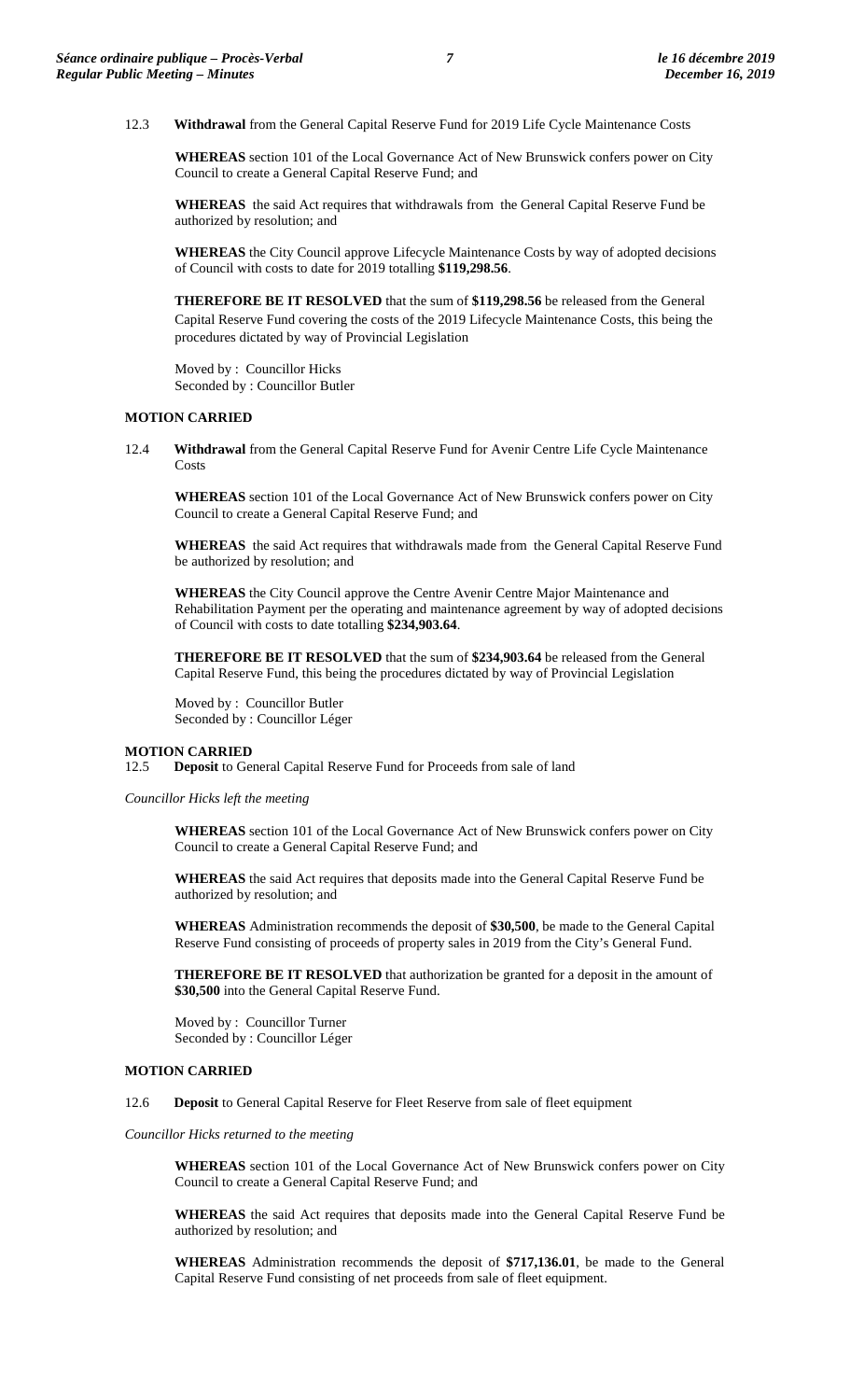12.3 **Withdrawal** from the General Capital Reserve Fund for 2019 Life Cycle Maintenance Costs

**WHEREAS** section 101 of the Local Governance Act of New Brunswick confers power on City Council to create a General Capital Reserve Fund; and

**WHEREAS** the said Act requires that withdrawals from the General Capital Reserve Fund be authorized by resolution; and

**WHEREAS** the City Council approve Lifecycle Maintenance Costs by way of adopted decisions of Council with costs to date for 2019 totalling **$119,298.56**.

**THEREFORE BE IT RESOLVED** that the sum of **$119,298.56** be released from the General Capital Reserve Fund covering the costs of the 2019 Lifecycle Maintenance Costs, this being the procedures dictated by way of Provincial Legislation

Moved by : Councillor Hicks
Seconded by : Councillor Butler

**MOTION CARRIED**

12.4 **Withdrawal** from the General Capital Reserve Fund for Avenir Centre Life Cycle Maintenance Costs

**WHEREAS** section 101 of the Local Governance Act of New Brunswick confers power on City Council to create a General Capital Reserve Fund; and

**WHEREAS** the said Act requires that withdrawals made from the General Capital Reserve Fund be authorized by resolution; and

**WHEREAS** the City Council approve the Centre Avenir Centre Major Maintenance and Rehabilitation Payment per the operating and maintenance agreement by way of adopted decisions of Council with costs to date totalling **$234,903.64**.

**THEREFORE BE IT RESOLVED** that the sum of **$234,903.64** be released from the General Capital Reserve Fund, this being the procedures dictated by way of Provincial Legislation

Moved by : Councillor Butler
Seconded by : Councillor Léger

**MOTION CARRIED**

12.5 **Deposit** to General Capital Reserve Fund for Proceeds from sale of land

*Councillor Hicks left the meeting*

**WHEREAS** section 101 of the Local Governance Act of New Brunswick confers power on City Council to create a General Capital Reserve Fund; and

**WHEREAS** the said Act requires that deposits made into the General Capital Reserve Fund be authorized by resolution; and

**WHEREAS** Administration recommends the deposit of **$30,500**, be made to the General Capital Reserve Fund consisting of proceeds of property sales in 2019 from the City's General Fund.

**THEREFORE BE IT RESOLVED** that authorization be granted for a deposit in the amount of **$30,500** into the General Capital Reserve Fund.

Moved by : Councillor Turner
Seconded by : Councillor Léger

**MOTION CARRIED**

12.6 **Deposit** to General Capital Reserve for Fleet Reserve from sale of fleet equipment

*Councillor Hicks returned to the meeting*

**WHEREAS** section 101 of the Local Governance Act of New Brunswick confers power on City Council to create a General Capital Reserve Fund; and

**WHEREAS** the said Act requires that deposits made into the General Capital Reserve Fund be authorized by resolution; and

**WHEREAS** Administration recommends the deposit of **$717,136.01**, be made to the General Capital Reserve Fund consisting of net proceeds from sale of fleet equipment.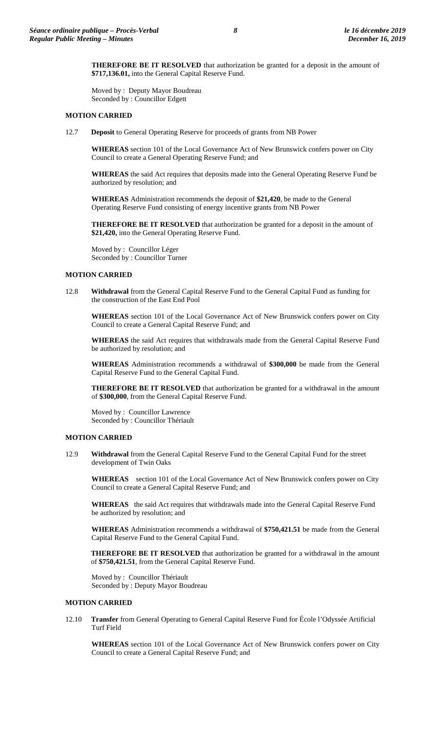**THEREFORE BE IT RESOLVED** that authorization be granted for a deposit in the amount of **$717,136.01,** into the General Capital Reserve Fund.

Moved by : Deputy Mayor Boudreau
Seconded by : Councillor Edgett

**MOTION CARRIED**

12.7 **Deposit** to General Operating Reserve for proceeds of grants from NB Power

**WHEREAS** section 101 of the Local Governance Act of New Brunswick confers power on City Council to create a General Operating Reserve Fund; and

**WHEREAS** the said Act requires that deposits made into the General Operating Reserve Fund be authorized by resolution; and

**WHEREAS** Administration recommends the deposit of **$21,420**, be made to the General Operating Reserve Fund consisting of energy incentive grants from NB Power

**THEREFORE BE IT RESOLVED** that authorization be granted for a deposit in the amount of **$21,420,** into the General Operating Reserve Fund.

Moved by : Councillor Léger
Seconded by : Councillor Turner

**MOTION CARRIED**

12.8 **Withdrawal** from the General Capital Reserve Fund to the General Capital Fund as funding for the construction of the East End Pool

**WHEREAS** section 101 of the Local Governance Act of New Brunswick confers power on City Council to create a General Capital Reserve Fund; and

**WHEREAS** the said Act requires that withdrawals made from the General Capital Reserve Fund be authorized by resolution; and

**WHEREAS** Administration recommends a withdrawal of **$300,000** be made from the General Capital Reserve Fund to the General Capital Fund.

**THEREFORE BE IT RESOLVED** that authorization be granted for a withdrawal in the amount of **$300,000**, from the General Capital Reserve Fund.

Moved by : Councillor Lawrence
Seconded by : Councillor Thériault

**MOTION CARRIED**

12.9 **Withdrawal** from the General Capital Reserve Fund to the General Capital Fund for the street development of Twin Oaks

**WHEREAS** section 101 of the Local Governance Act of New Brunswick confers power on City Council to create a General Capital Reserve Fund; and

**WHEREAS** the said Act requires that withdrawals made into the General Capital Reserve Fund be authorized by resolution; and

**WHEREAS** Administration recommends a withdrawal of **$750,421.51** be made from the General Capital Reserve Fund to the General Capital Fund.

**THEREFORE BE IT RESOLVED** that authorization be granted for a withdrawal in the amount of **$750,421.51**, from the General Capital Reserve Fund.

Moved by : Councillor Thériault
Seconded by : Deputy Mayor Boudreau

**MOTION CARRIED**

12.10 **Transfer** from General Operating to General Capital Reserve Fund for École l'Odyssée Artificial Turf Field

**WHEREAS** section 101 of the Local Governance Act of New Brunswick confers power on City Council to create a General Capital Reserve Fund; and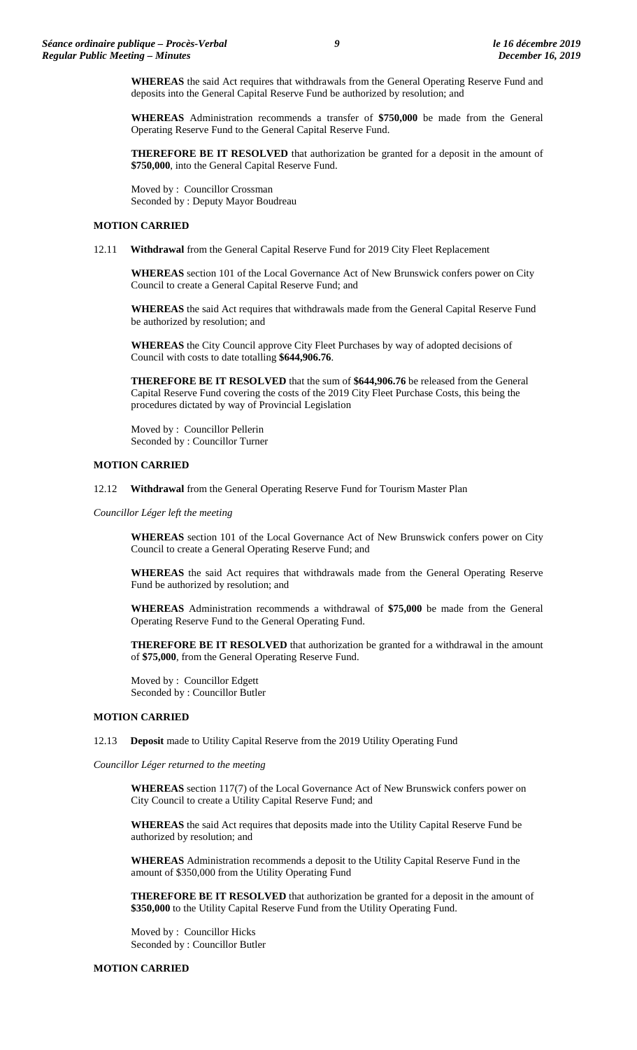**WHEREAS** the said Act requires that withdrawals from the General Operating Reserve Fund and deposits into the General Capital Reserve Fund be authorized by resolution; and

**WHEREAS** Administration recommends a transfer of **$750,000** be made from the General Operating Reserve Fund to the General Capital Reserve Fund.

**THEREFORE BE IT RESOLVED** that authorization be granted for a deposit in the amount of **$750,000**, into the General Capital Reserve Fund.

Moved by : Councillor Crossman
Seconded by : Deputy Mayor Boudreau

**MOTION CARRIED**

12.11 **Withdrawal** from the General Capital Reserve Fund for 2019 City Fleet Replacement

**WHEREAS** section 101 of the Local Governance Act of New Brunswick confers power on City Council to create a General Capital Reserve Fund; and

**WHEREAS** the said Act requires that withdrawals made from the General Capital Reserve Fund be authorized by resolution; and

**WHEREAS** the City Council approve City Fleet Purchases by way of adopted decisions of Council with costs to date totalling **$644,906.76**.

**THEREFORE BE IT RESOLVED** that the sum of **$644,906.76** be released from the General Capital Reserve Fund covering the costs of the 2019 City Fleet Purchase Costs, this being the procedures dictated by way of Provincial Legislation

Moved by : Councillor Pellerin
Seconded by : Councillor Turner

**MOTION CARRIED**

12.12 **Withdrawal** from the General Operating Reserve Fund for Tourism Master Plan

*Councillor Léger left the meeting*

**WHEREAS** section 101 of the Local Governance Act of New Brunswick confers power on City Council to create a General Operating Reserve Fund; and

**WHEREAS** the said Act requires that withdrawals made from the General Operating Reserve Fund be authorized by resolution; and

**WHEREAS** Administration recommends a withdrawal of **$75,000** be made from the General Operating Reserve Fund to the General Operating Fund.

**THEREFORE BE IT RESOLVED** that authorization be granted for a withdrawal in the amount of **$75,000**, from the General Operating Reserve Fund.

Moved by : Councillor Edgett
Seconded by : Councillor Butler

**MOTION CARRIED**

12.13 **Deposit** made to Utility Capital Reserve from the 2019 Utility Operating Fund

*Councillor Léger returned to the meeting*

**WHEREAS** section 117(7) of the Local Governance Act of New Brunswick confers power on City Council to create a Utility Capital Reserve Fund; and

**WHEREAS** the said Act requires that deposits made into the Utility Capital Reserve Fund be authorized by resolution; and

**WHEREAS** Administration recommends a deposit to the Utility Capital Reserve Fund in the amount of $350,000 from the Utility Operating Fund

**THEREFORE BE IT RESOLVED** that authorization be granted for a deposit in the amount of **$350,000** to the Utility Capital Reserve Fund from the Utility Operating Fund.

Moved by : Councillor Hicks
Seconded by : Councillor Butler

**MOTION CARRIED**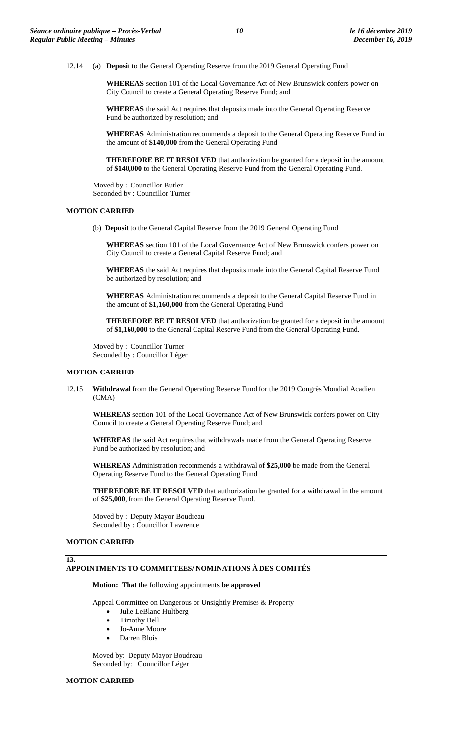12.14 (a) **Deposit** to the General Operating Reserve from the 2019 General Operating Fund

**WHEREAS** section 101 of the Local Governance Act of New Brunswick confers power on City Council to create a General Operating Reserve Fund; and

**WHEREAS** the said Act requires that deposits made into the General Operating Reserve Fund be authorized by resolution; and

**WHEREAS** Administration recommends a deposit to the General Operating Reserve Fund in the amount of **$140,000** from the General Operating Fund

**THEREFORE BE IT RESOLVED** that authorization be granted for a deposit in the amount of **$140,000** to the General Operating Reserve Fund from the General Operating Fund.

Moved by : Councillor Butler
Seconded by : Councillor Turner

**MOTION CARRIED**

(b) **Deposit** to the General Capital Reserve from the 2019 General Operating Fund

**WHEREAS** section 101 of the Local Governance Act of New Brunswick confers power on City Council to create a General Capital Reserve Fund; and

**WHEREAS** the said Act requires that deposits made into the General Capital Reserve Fund be authorized by resolution; and

**WHEREAS** Administration recommends a deposit to the General Capital Reserve Fund in the amount of **$1,160,000** from the General Operating Fund

**THEREFORE BE IT RESOLVED** that authorization be granted for a deposit in the amount of **$1,160,000** to the General Capital Reserve Fund from the General Operating Fund.

Moved by : Councillor Turner
Seconded by : Councillor Léger

**MOTION CARRIED**

12.15 **Withdrawal** from the General Operating Reserve Fund for the 2019 Congrès Mondial Acadien (CMA)

**WHEREAS** section 101 of the Local Governance Act of New Brunswick confers power on City Council to create a General Operating Reserve Fund; and

**WHEREAS** the said Act requires that withdrawals made from the General Operating Reserve Fund be authorized by resolution; and

**WHEREAS** Administration recommends a withdrawal of **$25,000** be made from the General Operating Reserve Fund to the General Operating Fund.

**THEREFORE BE IT RESOLVED** that authorization be granted for a withdrawal in the amount of **$25,000**, from the General Operating Reserve Fund.

Moved by : Deputy Mayor Boudreau
Seconded by : Councillor Lawrence

**MOTION CARRIED**

## 13. APPOINTMENTS TO COMMITTEES/ NOMINATIONS À DES COMITÉS

**Motion: That** the following appointments **be approved**

Appeal Committee on Dangerous or Unsightly Premises & Property

- Julie LeBlanc Hultberg
- Timothy Bell
- Jo-Anne Moore
- Darren Blois

Moved by: Deputy Mayor Boudreau
Seconded by: Councillor Léger

**MOTION CARRIED**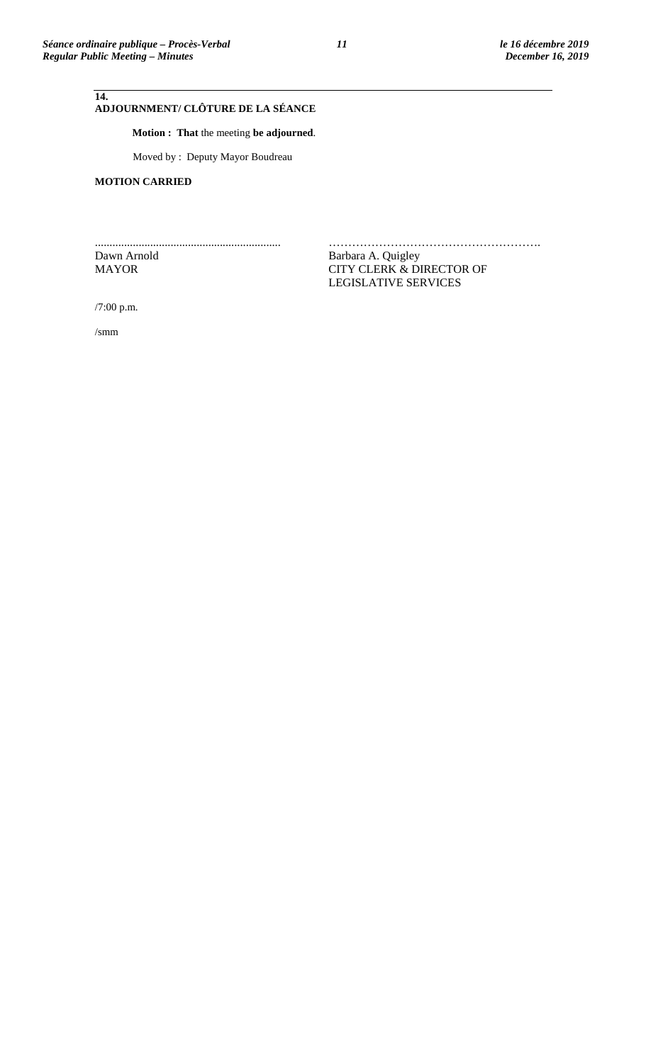## 14. ADJOURNMENT/ CLÔTURE DE LA SÉANCE

**Motion : That** the meeting **be adjourned**.

Moved by : Deputy Mayor Boudreau

**MOTION CARRIED**

............................................................... ……………………………………………….

Dawn Arnold
MAYOR

Barbara A. Quigley
CITY CLERK & DIRECTOR OF LEGISLATIVE SERVICES

/7:00 p.m.

/smm